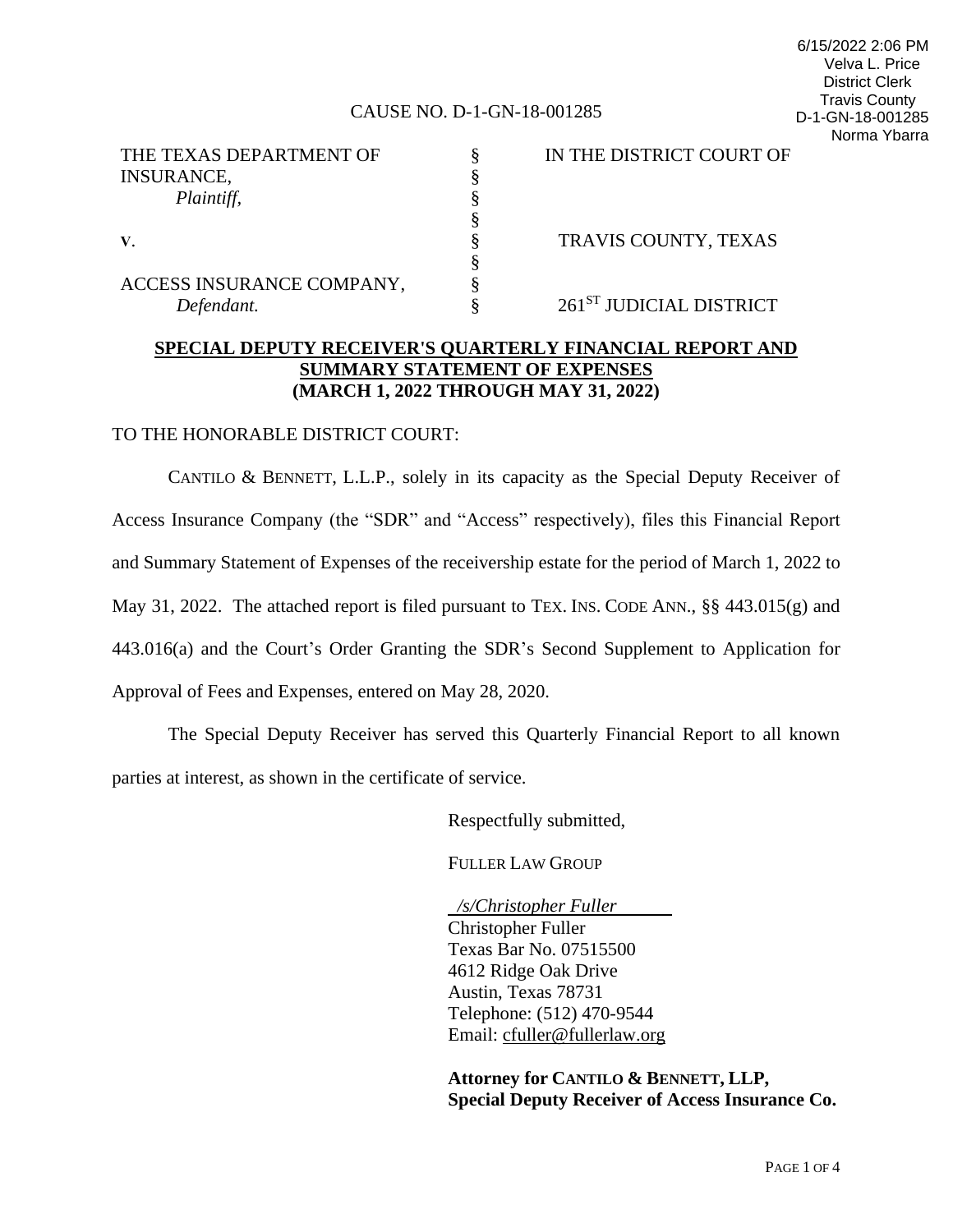6/15/2022 2:06 PM
Velva L. Price
District Clerk
Travis County
D-1-GN-18-001285
Norma Ybarra

CAUSE NO. D-1-GN-18-001285

| | | |
|---|---|---|
| THE TEXAS DEPARTMENT OF INSURANCE, *Plaintiff,* | § | IN THE DISTRICT COURT OF |
| | § | |
| **V.** | § | TRAVIS COUNTY, TEXAS |
| | § | |
| ACCESS INSURANCE COMPANY, *Defendant.* | § | 261ST JUDICIAL DISTRICT |

**SPECIAL DEPUTY RECEIVER'S QUARTERLY FINANCIAL REPORT AND SUMMARY STATEMENT OF EXPENSES (MARCH 1, 2022 THROUGH MAY 31, 2022)**

TO THE HONORABLE DISTRICT COURT:

CANTILO & BENNETT, L.L.P., solely in its capacity as the Special Deputy Receiver of Access Insurance Company (the "SDR" and "Access" respectively), files this Financial Report and Summary Statement of Expenses of the receivership estate for the period of March 1, 2022 to May 31, 2022. The attached report is filed pursuant to TEX. INS. CODE ANN., §§ 443.015(g) and 443.016(a) and the Court's Order Granting the SDR's Second Supplement to Application for Approval of Fees and Expenses, entered on May 28, 2020.

The Special Deputy Receiver has served this Quarterly Financial Report to all known parties at interest, as shown in the certificate of service.

Respectfully submitted,

FULLER LAW GROUP

*/s/Christopher Fuller*
Christopher Fuller
Texas Bar No. 07515500
4612 Ridge Oak Drive
Austin, Texas 78731
Telephone: (512) 470-9544
Email: cfuller@fullerlaw.org

**Attorney for CANTILO & BENNETT, LLP, Special Deputy Receiver of Access Insurance Co.**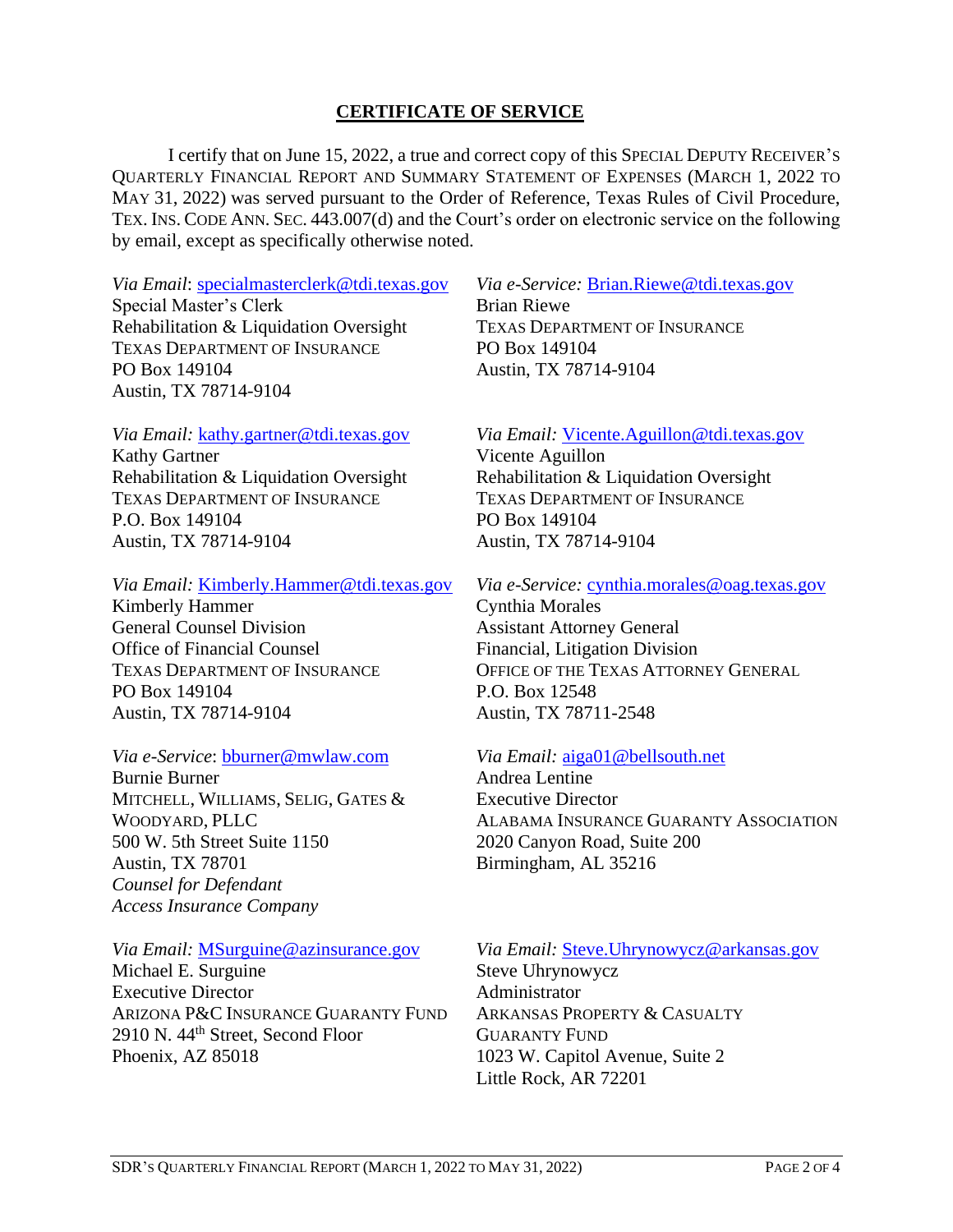## CERTIFICATE OF SERVICE

I certify that on June 15, 2022, a true and correct copy of this SPECIAL DEPUTY RECEIVER'S QUARTERLY FINANCIAL REPORT AND SUMMARY STATEMENT OF EXPENSES (MARCH 1, 2022 TO MAY 31, 2022) was served pursuant to the Order of Reference, Texas Rules of Civil Procedure, TEX. INS. CODE ANN. SEC. 443.007(d) and the Court's order on electronic service on the following by email, except as specifically otherwise noted.

*Via Email*: specialmasterclerk@tdi.texas.gov
Special Master's Clerk
Rehabilitation & Liquidation Oversight
TEXAS DEPARTMENT OF INSURANCE
PO Box 149104
Austin, TX 78714-9104

*Via e-Service:* Brian.Riewe@tdi.texas.gov
Brian Riewe
TEXAS DEPARTMENT OF INSURANCE
PO Box 149104
Austin, TX 78714-9104

*Via Email:* kathy.gartner@tdi.texas.gov
Kathy Gartner
Rehabilitation & Liquidation Oversight
TEXAS DEPARTMENT OF INSURANCE
P.O. Box 149104
Austin, TX 78714-9104

*Via Email:* Vicente.Aguillon@tdi.texas.gov
Vicente Aguillon
Rehabilitation & Liquidation Oversight
TEXAS DEPARTMENT OF INSURANCE
PO Box 149104
Austin, TX 78714-9104

*Via Email:* Kimberly.Hammer@tdi.texas.gov
Kimberly Hammer
General Counsel Division
Office of Financial Counsel
TEXAS DEPARTMENT OF INSURANCE
PO Box 149104
Austin, TX 78714-9104

*Via e-Service:* cynthia.morales@oag.texas.gov
Cynthia Morales
Assistant Attorney General
Financial, Litigation Division
OFFICE OF THE TEXAS ATTORNEY GENERAL
P.O. Box 12548
Austin, TX 78711-2548

*Via e-Service*: bburner@mwlaw.com
Burnie Burner
MITCHELL, WILLIAMS, SELIG, GATES & WOODYARD, PLLC
500 W. 5th Street Suite 1150
Austin, TX 78701
*Counsel for Defendant Access Insurance Company*

*Via Email:* aiga01@bellsouth.net
Andrea Lentine
Executive Director
ALABAMA INSURANCE GUARANTY ASSOCIATION
2020 Canyon Road, Suite 200
Birmingham, AL 35216

*Via Email:* MSurguine@azinsurance.gov
Michael E. Surguine
Executive Director
ARIZONA P&C INSURANCE GUARANTY FUND
2910 N. 44th Street, Second Floor
Phoenix, AZ 85018

*Via Email:* Steve.Uhrynowycz@arkansas.gov
Steve Uhrynowycz
Administrator
ARKANSAS PROPERTY & CASUALTY GUARANTY FUND
1023 W. Capitol Avenue, Suite 2
Little Rock, AR 72201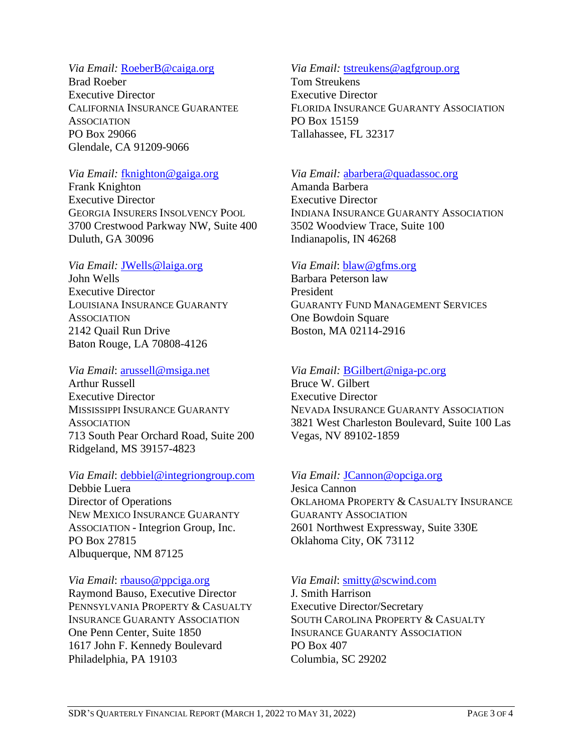*Via Email:* RoeberB@caiga.org
Brad Roeber
Executive Director
CALIFORNIA INSURANCE GUARANTEE ASSOCIATION
PO Box 29066
Glendale, CA 91209-9066

*Via Email:* fknighton@gaiga.org
Frank Knighton
Executive Director
GEORGIA INSURERS INSOLVENCY POOL
3700 Crestwood Parkway NW, Suite 400
Duluth, GA 30096

*Via Email:* JWells@laiga.org
John Wells
Executive Director
LOUISIANA INSURANCE GUARANTY ASSOCIATION
2142 Quail Run Drive
Baton Rouge, LA 70808-4126

*Via Email*: arussell@msiga.net
Arthur Russell
Executive Director
MISSISSIPPI INSURANCE GUARANTY ASSOCIATION
713 South Pear Orchard Road, Suite 200
Ridgeland, MS 39157-4823

*Via Email*: debbiel@integriongroup.com
Debbie Luera
Director of Operations
NEW MEXICO INSURANCE GUARANTY ASSOCIATION - Integrion Group, Inc.
PO Box 27815
Albuquerque, NM 87125

*Via Email*: rbauso@ppciga.org
Raymond Bauso, Executive Director
PENNSYLVANIA PROPERTY & CASUALTY INSURANCE GUARANTY ASSOCIATION
One Penn Center, Suite 1850
1617 John F. Kennedy Boulevard
Philadelphia, PA 19103

*Via Email:* tstreukens@agfgroup.org
Tom Streukens
Executive Director
FLORIDA INSURANCE GUARANTY ASSOCIATION
PO Box 15159
Tallahassee, FL 32317

*Via Email:* abarbera@quadassoc.org
Amanda Barbera
Executive Director
INDIANA INSURANCE GUARANTY ASSOCIATION
3502 Woodview Trace, Suite 100
Indianapolis, IN 46268

*Via Email*: blaw@gfms.org
Barbara Peterson law
President
GUARANTY FUND MANAGEMENT SERVICES
One Bowdoin Square
Boston, MA 02114-2916

*Via Email:* BGilbert@niga-pc.org
Bruce W. Gilbert
Executive Director
NEVADA INSURANCE GUARANTY ASSOCIATION
3821 West Charleston Boulevard, Suite 100 Las Vegas, NV 89102-1859

*Via Email:* JCannon@opciga.org
Jesica Cannon
OKLAHOMA PROPERTY & CASUALTY INSURANCE GUARANTY ASSOCIATION
2601 Northwest Expressway, Suite 330E
Oklahoma City, OK 73112

*Via Email*: smitty@scwind.com
J. Smith Harrison
Executive Director/Secretary
SOUTH CAROLINA PROPERTY & CASUALTY INSURANCE GUARANTY ASSOCIATION
PO Box 407
Columbia, SC 29202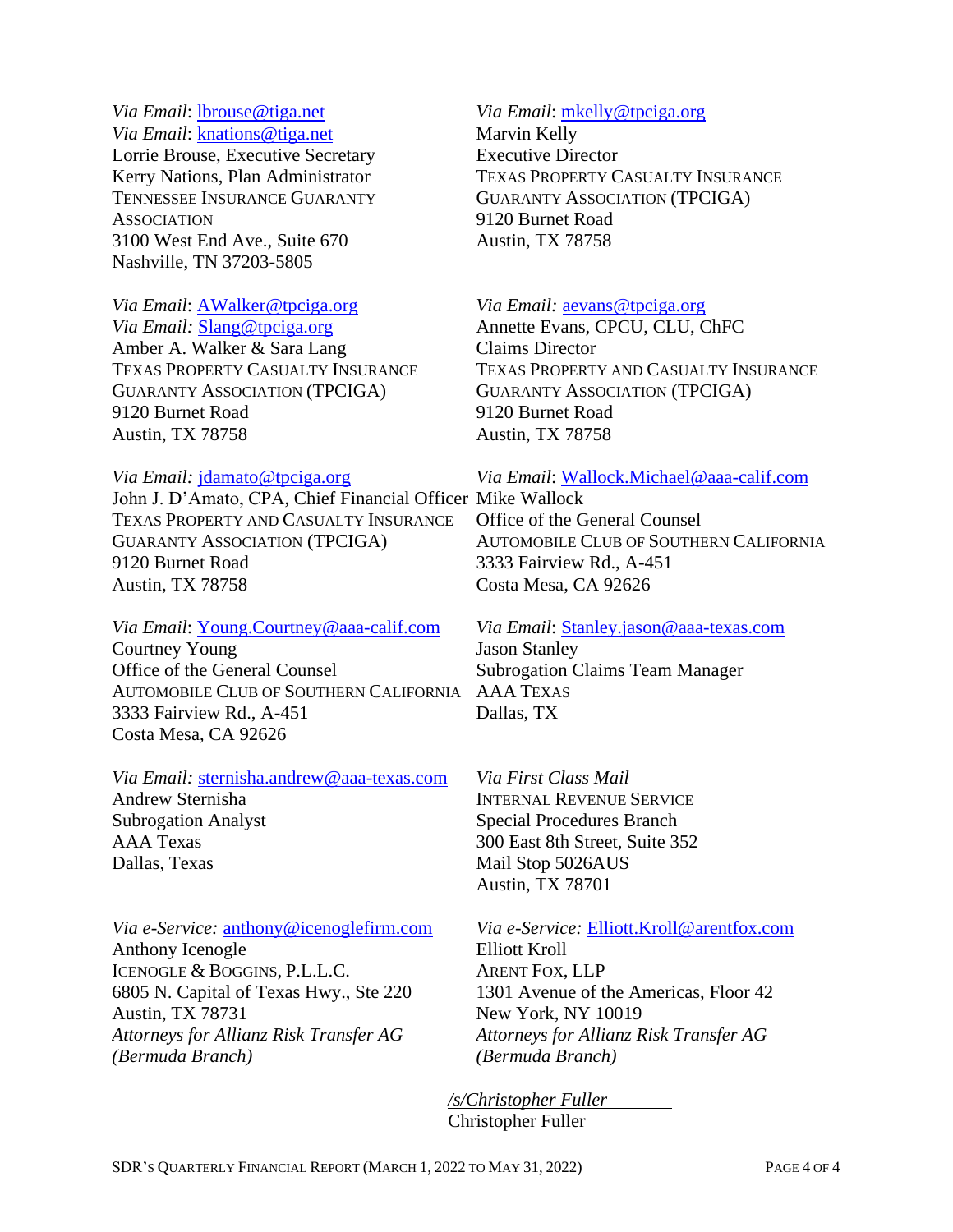*Via Email*: lbrouse@tiga.net
*Via Email*: knations@tiga.net
Lorrie Brouse, Executive Secretary
Kerry Nations, Plan Administrator
TENNESSEE INSURANCE GUARANTY ASSOCIATION
3100 West End Ave., Suite 670
Nashville, TN 37203-5805

*Via Email*: mkelly@tpciga.org
Marvin Kelly
Executive Director
TEXAS PROPERTY CASUALTY INSURANCE GUARANTY ASSOCIATION (TPCIGA)
9120 Burnet Road
Austin, TX 78758

*Via Email*: AWalker@tpciga.org
*Via Email:* Slang@tpciga.org
Amber A. Walker & Sara Lang
TEXAS PROPERTY CASUALTY INSURANCE GUARANTY ASSOCIATION (TPCIGA)
9120 Burnet Road
Austin, TX 78758

*Via Email:* aevans@tpciga.org
Annette Evans, CPCU, CLU, ChFC
Claims Director
TEXAS PROPERTY AND CASUALTY INSURANCE GUARANTY ASSOCIATION (TPCIGA)
9120 Burnet Road
Austin, TX 78758

*Via Email:* jdamato@tpciga.org
John J. D'Amato, CPA, Chief Financial Officer
TEXAS PROPERTY AND CASUALTY INSURANCE GUARANTY ASSOCIATION (TPCIGA)
9120 Burnet Road
Austin, TX 78758

*Via Email*: Wallock.Michael@aaa-calif.com
Mike Wallock
Office of the General Counsel
AUTOMOBILE CLUB OF SOUTHERN CALIFORNIA
3333 Fairview Rd., A-451
Costa Mesa, CA 92626

*Via Email*: Young.Courtney@aaa-calif.com
Courtney Young
Office of the General Counsel
AUTOMOBILE CLUB OF SOUTHERN CALIFORNIA
3333 Fairview Rd., A-451
Costa Mesa, CA 92626

*Via Email*: Stanley.jason@aaa-texas.com
Jason Stanley
Subrogation Claims Team Manager
AAA TEXAS
Dallas, TX

*Via Email:* sternisha.andrew@aaa-texas.com
Andrew Sternisha
Subrogation Analyst
AAA Texas
Dallas, Texas

*Via First Class Mail*
INTERNAL REVENUE SERVICE
Special Procedures Branch
300 East 8th Street, Suite 352
Mail Stop 5026AUS
Austin, TX 78701

*Via e-Service:* anthony@icenoglefirm.com
Anthony Icenogle
ICENOGLE & BOGGINS, P.L.L.C.
6805 N. Capital of Texas Hwy., Ste 220
Austin, TX 78731
*Attorneys for Allianz Risk Transfer AG (Bermuda Branch)*

*Via e-Service:* Elliott.Kroll@arentfox.com
Elliott Kroll
ARENT FOX, LLP
1301 Avenue of the Americas, Floor 42
New York, NY 10019
*Attorneys for Allianz Risk Transfer AG (Bermuda Branch)*

*/s/Christopher Fuller*
Christopher Fuller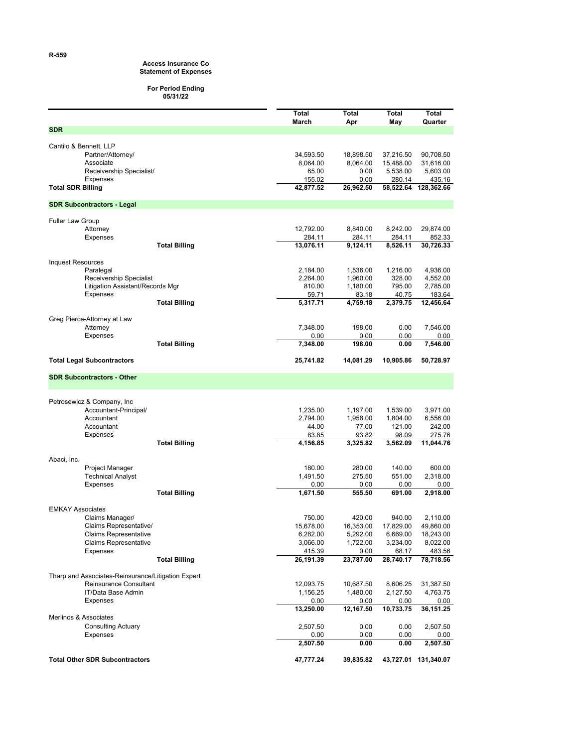R-559

**Access Insurance Co**
**Statement of Expenses**

**For Period Ending**
**05/31/22**

| | Total March | Total Apr | Total May | Total Quarter |
|---|---|---|---|---|
| **SDR** | | | | |
| Cantilo & Bennett, LLP | | | | |
| Partner/Attorney/ | 34,593.50 | 18,898.50 | 37,216.50 | 90,708.50 |
| Associate | 8,064.00 | 8,064.00 | 15,488.00 | 31,616.00 |
| Receivership Specialist/ | 65.00 | 0.00 | 5,538.00 | 5,603.00 |
| Expenses | 155.02 | 0.00 | 280.14 | 435.16 |
| **Total SDR Billing** | **42,877.52** | **26,962.50** | **58,522.64** | **128,362.66** |
| **SDR Subcontractors - Legal** | | | | |
| Fuller Law Group | | | | |
| Attorney | 12,792.00 | 8,840.00 | 8,242.00 | 29,874.00 |
| Expenses | 284.11 | 284.11 | 284.11 | 852.33 |
| **Total Billing** | **13,076.11** | **9,124.11** | **8,526.11** | **30,726.33** |
| Inquest Resources | | | | |
| Paralegal | 2,184.00 | 1,536.00 | 1,216.00 | 4,936.00 |
| Receivership Specialist | 2,264.00 | 1,960.00 | 328.00 | 4,552.00 |
| Litigation Assistant/Records Mgr | 810.00 | 1,180.00 | 795.00 | 2,785.00 |
| Expenses | 59.71 | 83.18 | 40.75 | 183.64 |
| **Total Billing** | **5,317.71** | **4,759.18** | **2,379.75** | **12,456.64** |
| Greg Pierce-Attorney at Law | | | | |
| Attorney | 7,348.00 | 198.00 | 0.00 | 7,546.00 |
| Expenses | 0.00 | 0.00 | 0.00 | 0.00 |
| **Total Billing** | **7,348.00** | **198.00** | **0.00** | **7,546.00** |
| **Total Legal Subcontractors** | **25,741.82** | **14,081.29** | **10,905.86** | **50,728.97** |
| **SDR Subcontractors - Other** | | | | |
| Petrosewicz & Company, Inc | | | | |
| Accountant-Principal/ | 1,235.00 | 1,197.00 | 1,539.00 | 3,971.00 |
| Accountant | 2,794.00 | 1,958.00 | 1,804.00 | 6,556.00 |
| Accountant | 44.00 | 77.00 | 121.00 | 242.00 |
| Expenses | 83.85 | 93.82 | 98.09 | 275.76 |
| **Total Billing** | **4,156.85** | **3,325.82** | **3,562.09** | **11,044.76** |
| Abaci, Inc. | | | | |
| Project Manager | 180.00 | 280.00 | 140.00 | 600.00 |
| Technical Analyst | 1,491.50 | 275.50 | 551.00 | 2,318.00 |
| Expenses | 0.00 | 0.00 | 0.00 | 0.00 |
| **Total Billing** | **1,671.50** | **555.50** | **691.00** | **2,918.00** |
| EMKAY Associates | | | | |
| Claims Manager/ | 750.00 | 420.00 | 940.00 | 2,110.00 |
| Claims Representative/ | 15,678.00 | 16,353.00 | 17,829.00 | 49,860.00 |
| Claims Representative | 6,282.00 | 5,292.00 | 6,669.00 | 18,243.00 |
| Claims Representative | 3,066.00 | 1,722.00 | 3,234.00 | 8,022.00 |
| Expenses | 415.39 | 0.00 | 68.17 | 483.56 |
| **Total Billing** | **26,191.39** | **23,787.00** | **28,740.17** | **78,718.56** |
| Tharp and Associates-Reinsurance/Litigation Expert | | | | |
| Reinsurance Consultant | 12,093.75 | 10,687.50 | 8,606.25 | 31,387.50 |
| IT/Data Base Admin | 1,156.25 | 1,480.00 | 2,127.50 | 4,763.75 |
| Expenses | 0.00 | 0.00 | 0.00 | 0.00 |
| | **13,250.00** | **12,167.50** | **10,733.75** | **36,151.25** |
| Merlinos & Associates | | | | |
| Consulting Actuary | 2,507.50 | 0.00 | 0.00 | 2,507.50 |
| Expenses | 0.00 | 0.00 | 0.00 | 0.00 |
| | **2,507.50** | **0.00** | **0.00** | **2,507.50** |
| **Total Other SDR Subcontractors** | **47,777.24** | **39,835.82** | **43,727.01** | **131,340.07** |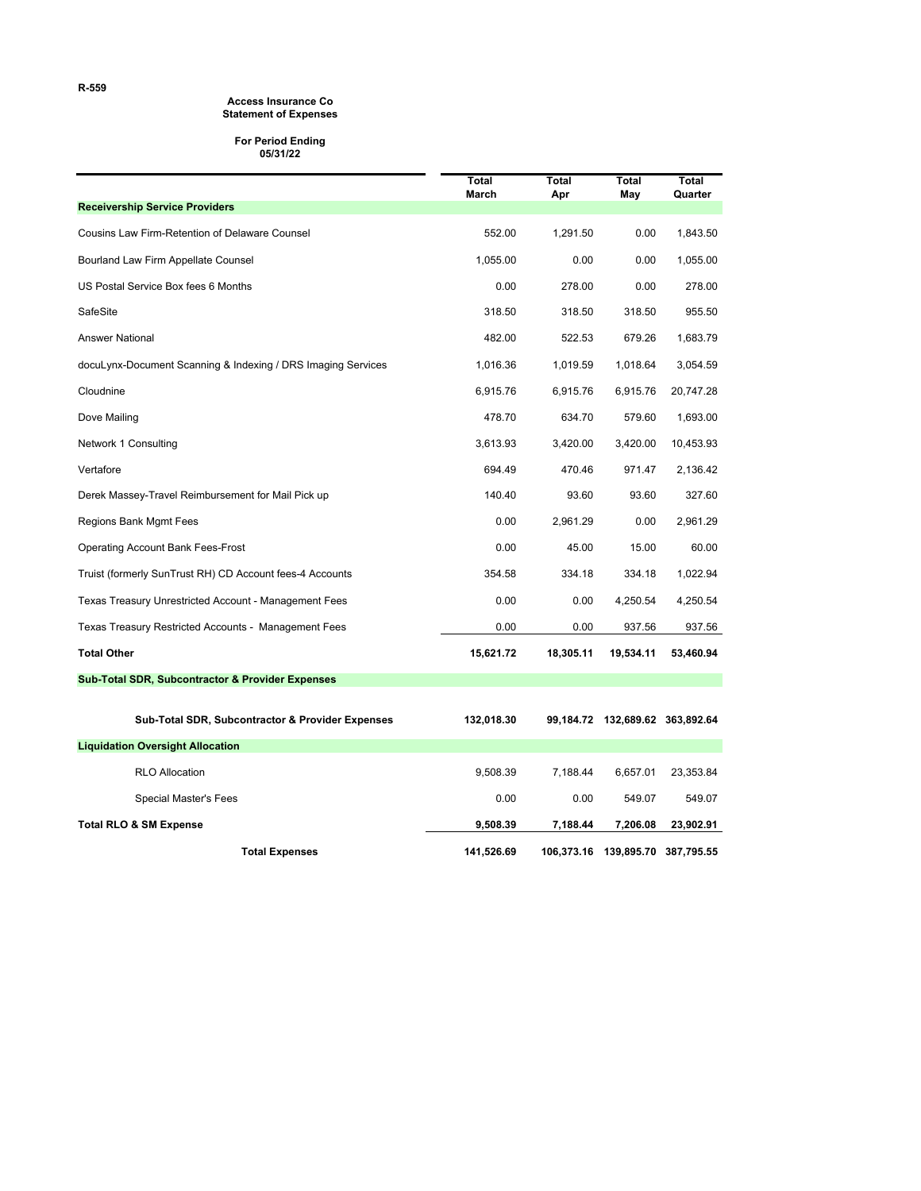R-559

**Access Insurance Co**
**Statement of Expenses**

**For Period Ending**
**05/31/22**

| | Total March | Total Apr | Total May | Total Quarter |
|---|---|---|---|---|
| **Receivership Service Providers** | | | | |
| Cousins Law Firm-Retention of Delaware Counsel | 552.00 | 1,291.50 | 0.00 | 1,843.50 |
| Bourland Law Firm Appellate Counsel | 1,055.00 | 0.00 | 0.00 | 1,055.00 |
| US Postal Service Box fees 6 Months | 0.00 | 278.00 | 0.00 | 278.00 |
| SafeSite | 318.50 | 318.50 | 318.50 | 955.50 |
| Answer National | 482.00 | 522.53 | 679.26 | 1,683.79 |
| docuLynx-Document Scanning & Indexing / DRS Imaging Services | 1,016.36 | 1,019.59 | 1,018.64 | 3,054.59 |
| Cloudnine | 6,915.76 | 6,915.76 | 6,915.76 | 20,747.28 |
| Dove Mailing | 478.70 | 634.70 | 579.60 | 1,693.00 |
| Network 1 Consulting | 3,613.93 | 3,420.00 | 3,420.00 | 10,453.93 |
| Vertafore | 694.49 | 470.46 | 971.47 | 2,136.42 |
| Derek Massey-Travel Reimbursement for Mail Pick up | 140.40 | 93.60 | 93.60 | 327.60 |
| Regions Bank Mgmt Fees | 0.00 | 2,961.29 | 0.00 | 2,961.29 |
| Operating Account Bank Fees-Frost | 0.00 | 45.00 | 15.00 | 60.00 |
| Truist (formerly SunTrust RH) CD Account fees-4 Accounts | 354.58 | 334.18 | 334.18 | 1,022.94 |
| Texas Treasury Unrestricted Account - Management Fees | 0.00 | 0.00 | 4,250.54 | 4,250.54 |
| Texas Treasury Restricted Accounts - Management Fees | 0.00 | 0.00 | 937.56 | 937.56 |
| **Total Other** | **15,621.72** | **18,305.11** | **19,534.11** | **53,460.94** |
| **Sub-Total SDR, Subcontractor & Provider Expenses** | | | | |
| **Sub-Total SDR, Subcontractor & Provider Expenses** | **132,018.30** | **99,184.72** | **132,689.62** | **363,892.64** |
| **Liquidation Oversight Allocation** | | | | |
| RLO Allocation | 9,508.39 | 7,188.44 | 6,657.01 | 23,353.84 |
| Special Master's Fees | 0.00 | 0.00 | 549.07 | 549.07 |
| **Total RLO & SM Expense** | **9,508.39** | **7,188.44** | **7,206.08** | **23,902.91** |
| **Total Expenses** | **141,526.69** | **106,373.16** | **139,895.70** | **387,795.55** |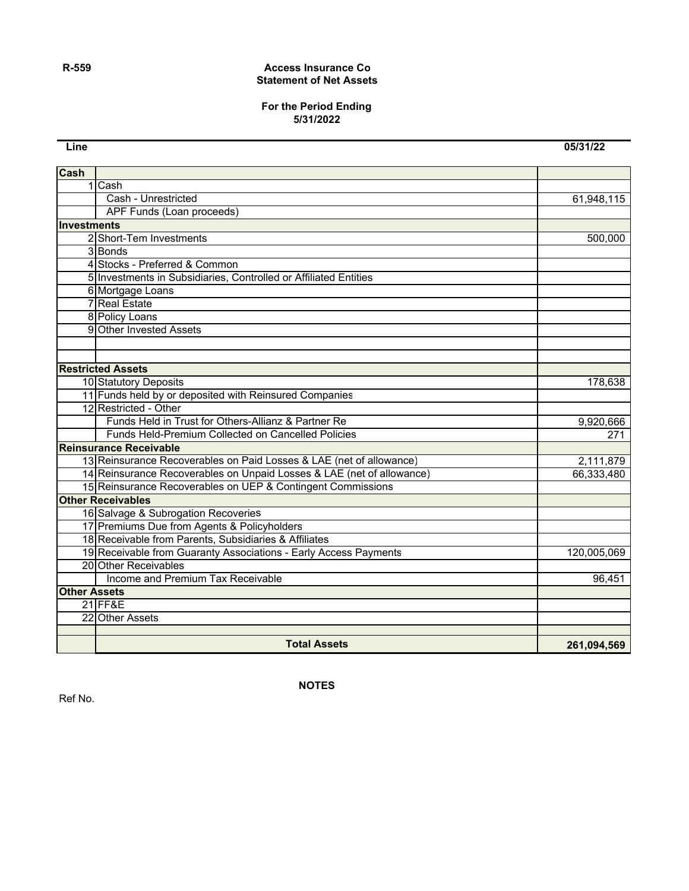R-559

**Access Insurance Co**
**Statement of Net Assets**

**For the Period Ending**
**5/31/2022**

| Line | | 05/31/22 |
|---|---|---|
| **Cash** | | |
| 1 | Cash | |
| | Cash - Unrestricted | 61,948,115 |
| | APF Funds (Loan proceeds) | |
| **Investments** | | |
| 2 | Short-Tem Investments | 500,000 |
| 3 | Bonds | |
| 4 | Stocks - Preferred & Common | |
| 5 | Investments in Subsidiaries, Controlled or Affiliated Entities | |
| 6 | Mortgage Loans | |
| 7 | Real Estate | |
| 8 | Policy Loans | |
| 9 | Other Invested Assets | |
| | | |
| | | |
| **Restricted Assets** | | |
| 10 | Statutory Deposits | 178,638 |
| 11 | Funds held by or deposited with Reinsured Companies | |
| 12 | Restricted - Other | |
| | Funds Held in Trust for Others-Allianz & Partner Re | 9,920,666 |
| | Funds Held-Premium Collected on Cancelled Policies | 271 |
| **Reinsurance Receivable** | | |
| 13 | Reinsurance Recoverables on Paid Losses & LAE (net of allowance) | 2,111,879 |
| 14 | Reinsurance Recoverables on Unpaid Losses & LAE (net of allowance) | 66,333,480 |
| 15 | Reinsurance Recoverables on UEP & Contingent Commissions | |
| **Other Receivables** | | |
| 16 | Salvage & Subrogation Recoveries | |
| 17 | Premiums Due from Agents & Policyholders | |
| 18 | Receivable from Parents, Subsidiaries & Affiliates | |
| 19 | Receivable from Guaranty Associations - Early Access Payments | 120,005,069 |
| 20 | Other Receivables | |
| | Income and Premium Tax Receivable | 96,451 |
| **Other Assets** | | |
| 21 | FF&E | |
| 22 | Other Assets | |
| | | |
| | **Total Assets** | **261,094,569** |

**NOTES**

Ref No.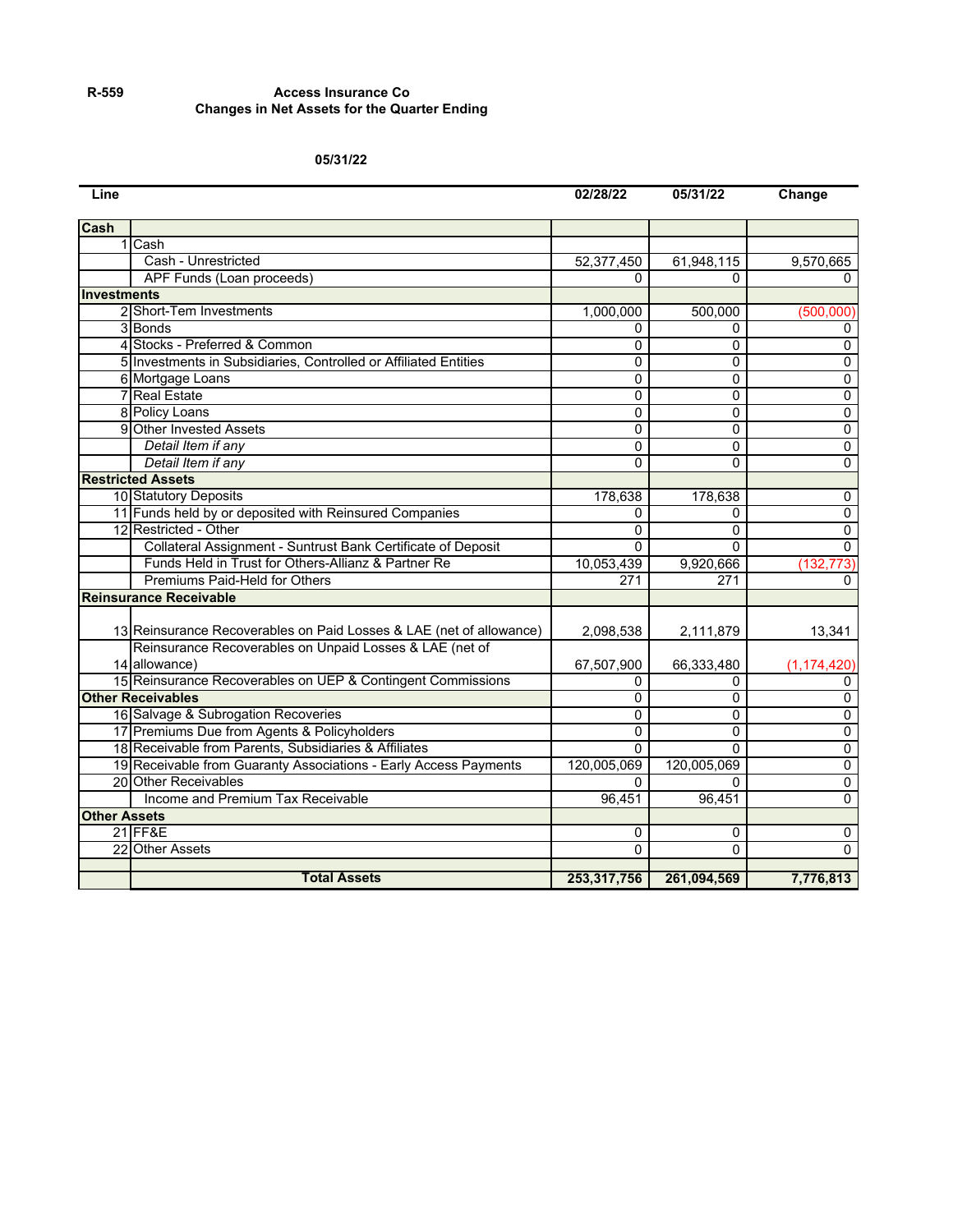R-559

**Access Insurance Co**
**Changes in Net Assets for the Quarter Ending**

**05/31/22**

| Line | | 02/28/22 | 05/31/22 | Change |
|---|---|---|---|---|
| **Cash** | | | | |
| 1 | Cash | | | |
| | Cash - Unrestricted | 52,377,450 | 61,948,115 | 9,570,665 |
| | APF Funds (Loan proceeds) | 0 | 0 | 0 |
| **Investments** | | | | |
| 2 | Short-Tem Investments | 1,000,000 | 500,000 | (500,000) |
| 3 | Bonds | 0 | 0 | 0 |
| 4 | Stocks - Preferred & Common | 0 | 0 | 0 |
| 5 | Investments in Subsidiaries, Controlled or Affiliated Entities | 0 | 0 | 0 |
| 6 | Mortgage Loans | 0 | 0 | 0 |
| 7 | Real Estate | 0 | 0 | 0 |
| 8 | Policy Loans | 0 | 0 | 0 |
| 9 | Other Invested Assets | 0 | 0 | 0 |
| | *Detail Item if any* | 0 | 0 | 0 |
| | *Detail Item if any* | 0 | 0 | 0 |
| **Restricted Assets** | | | | |
| 10 | Statutory Deposits | 178,638 | 178,638 | 0 |
| 11 | Funds held by or deposited with Reinsured Companies | 0 | 0 | 0 |
| 12 | Restricted - Other | 0 | 0 | 0 |
| | Collateral Assignment - Suntrust Bank Certificate of Deposit | 0 | 0 | 0 |
| | Funds Held in Trust for Others-Allianz & Partner Re | 10,053,439 | 9,920,666 | (132,773) |
| | Premiums Paid-Held for Others | 271 | 271 | 0 |
| **Reinsurance Receivable** | | | | |
| 13 | Reinsurance Recoverables on Paid Losses & LAE (net of allowance) | 2,098,538 | 2,111,879 | 13,341 |
| 14 | Reinsurance Recoverables on Unpaid Losses & LAE (net of allowance) | 67,507,900 | 66,333,480 | (1,174,420) |
| 15 | Reinsurance Recoverables on UEP & Contingent Commissions | 0 | 0 | 0 |
| **Other Receivables** | | 0 | 0 | 0 |
| 16 | Salvage & Subrogation Recoveries | 0 | 0 | 0 |
| 17 | Premiums Due from Agents & Policyholders | 0 | 0 | 0 |
| 18 | Receivable from Parents, Subsidiaries & Affiliates | 0 | 0 | 0 |
| 19 | Receivable from Guaranty Associations - Early Access Payments | 120,005,069 | 120,005,069 | 0 |
| 20 | Other Receivables | 0 | 0 | 0 |
| | Income and Premium Tax Receivable | 96,451 | 96,451 | 0 |
| **Other Assets** | | | | |
| 21 | FF&E | 0 | 0 | 0 |
| 22 | Other Assets | 0 | 0 | 0 |
| | **Total Assets** | **253,317,756** | **261,094,569** | **7,776,813** |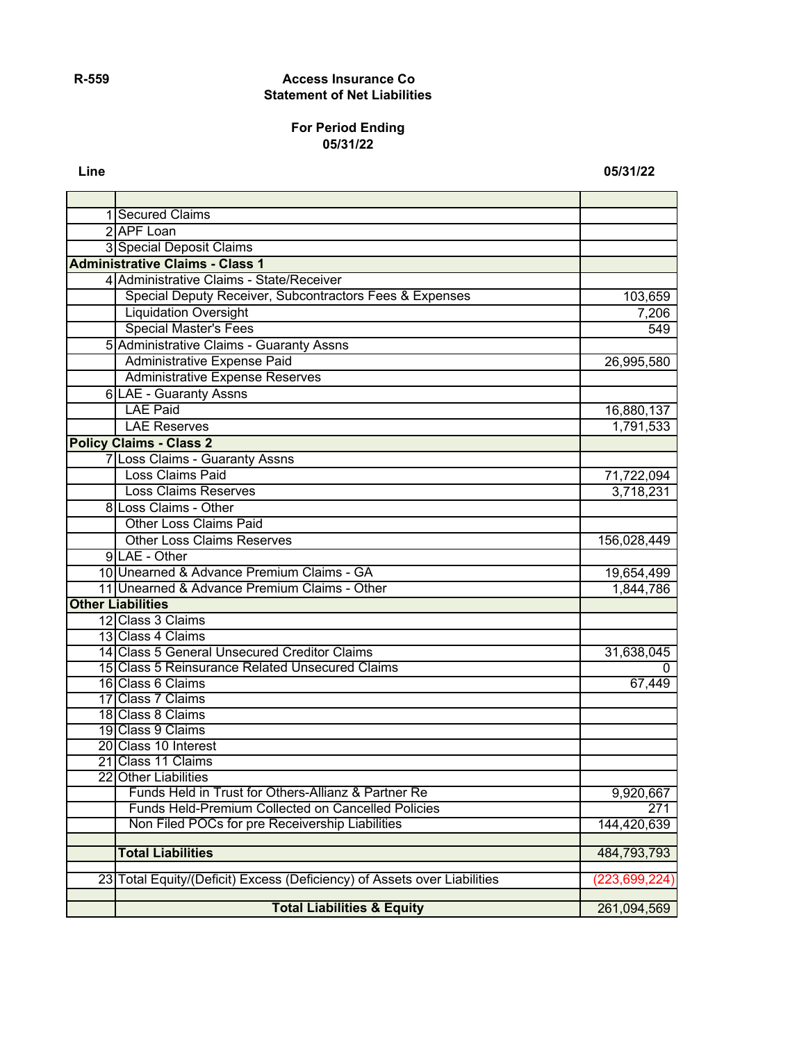**R-559**

# Access Insurance Co
## Statement of Net Liabilities

**For Period Ending**
**05/31/22**

| Line | | 05/31/22 |
|---|---|---|
| | | |
| 1 | Secured Claims | |
| 2 | APF Loan | |
| 3 | Special Deposit Claims | |
| **Administrative Claims - Class 1** | | |
| 4 | Administrative Claims - State/Receiver | |
| | Special Deputy Receiver, Subcontractors Fees & Expenses | 103,659 |
| | Liquidation Oversight | 7,206 |
| | Special Master's Fees | 549 |
| 5 | Administrative Claims - Guaranty Assns | |
| | Administrative Expense Paid | 26,995,580 |
| | Administrative Expense Reserves | |
| 6 | LAE - Guaranty Assns | |
| | LAE Paid | 16,880,137 |
| | LAE Reserves | 1,791,533 |
| **Policy Claims - Class 2** | | |
| 7 | Loss Claims - Guaranty Assns | |
| | Loss Claims Paid | 71,722,094 |
| | Loss Claims Reserves | 3,718,231 |
| 8 | Loss Claims - Other | |
| | Other Loss Claims Paid | |
| | Other Loss Claims Reserves | 156,028,449 |
| 9 | LAE - Other | |
| 10 | Unearned & Advance Premium Claims - GA | 19,654,499 |
| 11 | Unearned & Advance Premium Claims - Other | 1,844,786 |
| **Other Liabilities** | | |
| 12 | Class 3 Claims | |
| 13 | Class 4 Claims | |
| 14 | Class 5 General Unsecured Creditor Claims | 31,638,045 |
| 15 | Class 5 Reinsurance Related Unsecured Claims | 0 |
| 16 | Class 6 Claims | 67,449 |
| 17 | Class 7 Claims | |
| 18 | Class 8 Claims | |
| 19 | Class 9 Claims | |
| 20 | Class 10 Interest | |
| 21 | Class 11 Claims | |
| 22 | Other Liabilities | |
| | Funds Held in Trust for Others-Allianz & Partner Re | 9,920,667 |
| | Funds Held-Premium Collected on Cancelled Policies | 271 |
| | Non Filed POCs for pre Receivership Liabilities | 144,420,639 |
| | | |
| | **Total Liabilities** | 484,793,793 |
| | | |
| 23 | Total Equity/(Deficit) Excess (Deficiency) of Assets over Liabilities | (223,699,224) |
| | | |
| | **Total Liabilities & Equity** | 261,094,569 |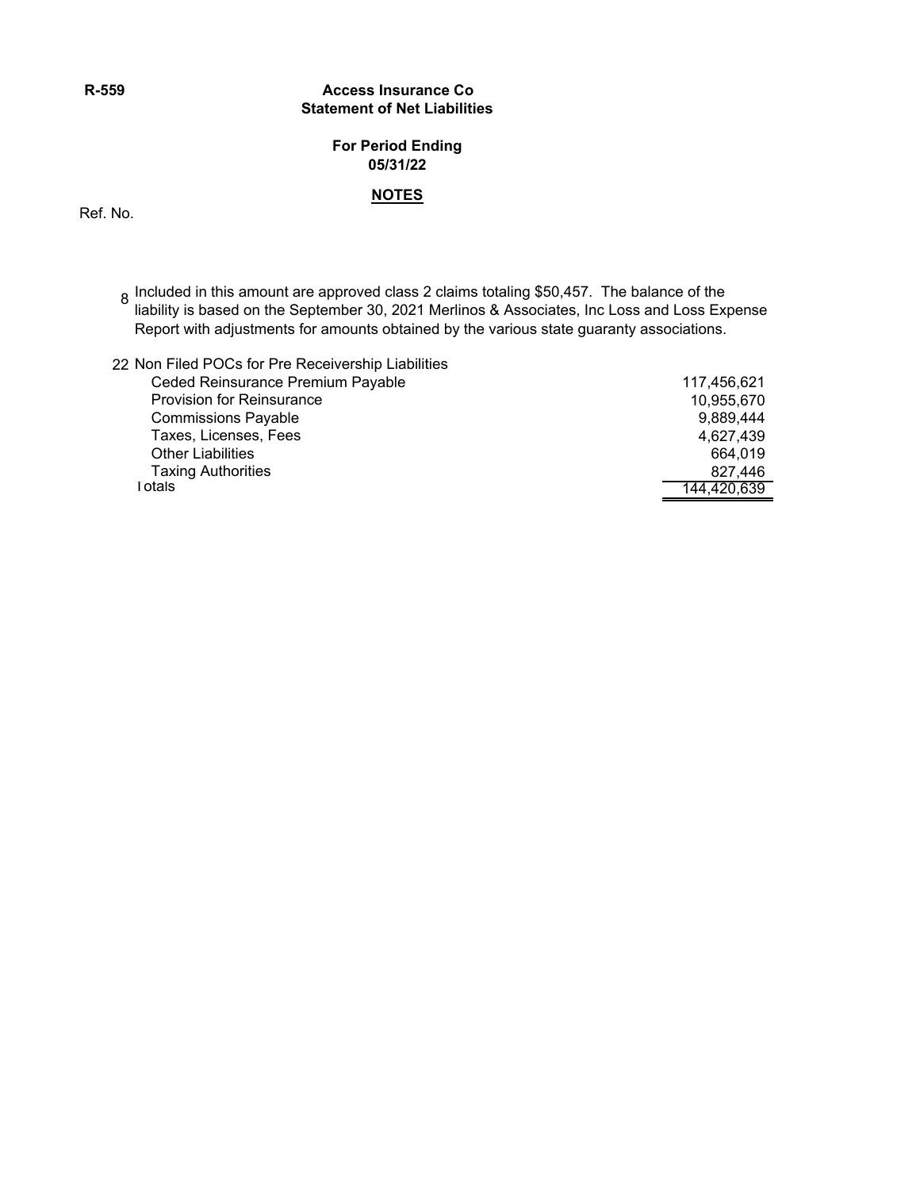R-559

**Access Insurance Co**
**Statement of Net Liabilities**

**For Period Ending**
**05/31/22**

**NOTES**

Ref. No.

8 Included in this amount are approved class 2 claims totaling $50,457. The balance of the liability is based on the September 30, 2021 Merlinos & Associates, Inc Loss and Loss Expense Report with adjustments for amounts obtained by the various state guaranty associations.

| Ref. No. | Item | Amount |
|---|---|---|
| 22 | Non Filed POCs for Pre Receivership Liabilities | |
| | Ceded Reinsurance Premium Payable | 117,456,621 |
| | Provision for Reinsurance | 10,955,670 |
| | Commissions Payable | 9,889,444 |
| | Taxes, Licenses, Fees | 4,627,439 |
| | Other Liabilities | 664,019 |
| | Taxing Authorities | 827,446 |
| | Totals | 144,420,639 |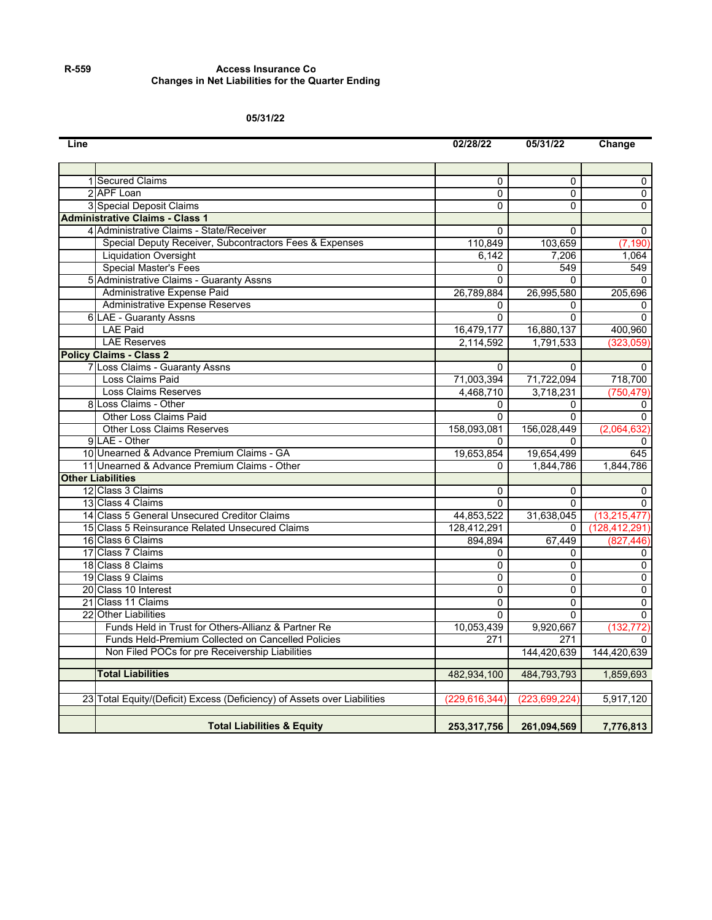R-559

**Access Insurance Co**
**Changes in Net Liabilities for the Quarter Ending**

**05/31/22**

| Line | | 02/28/22 | 05/31/22 | Change |
|---|---|---|---|---|
| | | | | |
| 1 | Secured Claims | 0 | 0 | 0 |
| 2 | APF Loan | 0 | 0 | 0 |
| 3 | Special Deposit Claims | 0 | 0 | 0 |
| **Administrative Claims - Class 1** | | | | |
| 4 | Administrative Claims - State/Receiver | 0 | 0 | 0 |
| | Special Deputy Receiver, Subcontractors Fees & Expenses | 110,849 | 103,659 | (7,190) |
| | Liquidation Oversight | 6,142 | 7,206 | 1,064 |
| | Special Master's Fees | 0 | 549 | 549 |
| 5 | Administrative Claims - Guaranty Assns | 0 | 0 | 0 |
| | Administrative Expense Paid | 26,789,884 | 26,995,580 | 205,696 |
| | Administrative Expense Reserves | 0 | 0 | 0 |
| 6 | LAE - Guaranty Assns | 0 | 0 | 0 |
| | LAE Paid | 16,479,177 | 16,880,137 | 400,960 |
| | LAE Reserves | 2,114,592 | 1,791,533 | (323,059) |
| **Policy Claims - Class 2** | | | | |
| 7 | Loss Claims - Guaranty Assns | 0 | 0 | 0 |
| | Loss Claims Paid | 71,003,394 | 71,722,094 | 718,700 |
| | Loss Claims Reserves | 4,468,710 | 3,718,231 | (750,479) |
| 8 | Loss Claims - Other | 0 | 0 | 0 |
| | Other Loss Claims Paid | 0 | 0 | 0 |
| | Other Loss Claims Reserves | 158,093,081 | 156,028,449 | (2,064,632) |
| 9 | LAE - Other | 0 | 0 | 0 |
| 10 | Unearned & Advance Premium Claims - GA | 19,653,854 | 19,654,499 | 645 |
| 11 | Unearned & Advance Premium Claims - Other | 0 | 1,844,786 | 1,844,786 |
| **Other Liabilities** | | | | |
| 12 | Class 3 Claims | 0 | 0 | 0 |
| 13 | Class 4 Claims | 0 | 0 | 0 |
| 14 | Class 5 General Unsecured Creditor Claims | 44,853,522 | 31,638,045 | (13,215,477) |
| 15 | Class 5 Reinsurance Related Unsecured Claims | 128,412,291 | 0 | (128,412,291) |
| 16 | Class 6 Claims | 894,894 | 67,449 | (827,446) |
| 17 | Class 7 Claims | 0 | 0 | 0 |
| 18 | Class 8 Claims | 0 | 0 | 0 |
| 19 | Class 9 Claims | 0 | 0 | 0 |
| 20 | Class 10 Interest | 0 | 0 | 0 |
| 21 | Class 11 Claims | 0 | 0 | 0 |
| 22 | Other Liabilities | 0 | 0 | 0 |
| | Funds Held in Trust for Others-Allianz & Partner Re | 10,053,439 | 9,920,667 | (132,772) |
| | Funds Held-Premium Collected on Cancelled Policies | 271 | 271 | 0 |
| | Non Filed POCs for pre Receivership Liabilities | | 144,420,639 | 144,420,639 |
| | **Total Liabilities** | 482,934,100 | 484,793,793 | 1,859,693 |
| 23 | Total Equity/(Deficit) Excess (Deficiency) of Assets over Liabilities | (229,616,344) | (223,699,224) | 5,917,120 |
| | **Total Liabilities & Equity** | **253,317,756** | **261,094,569** | **7,776,813** |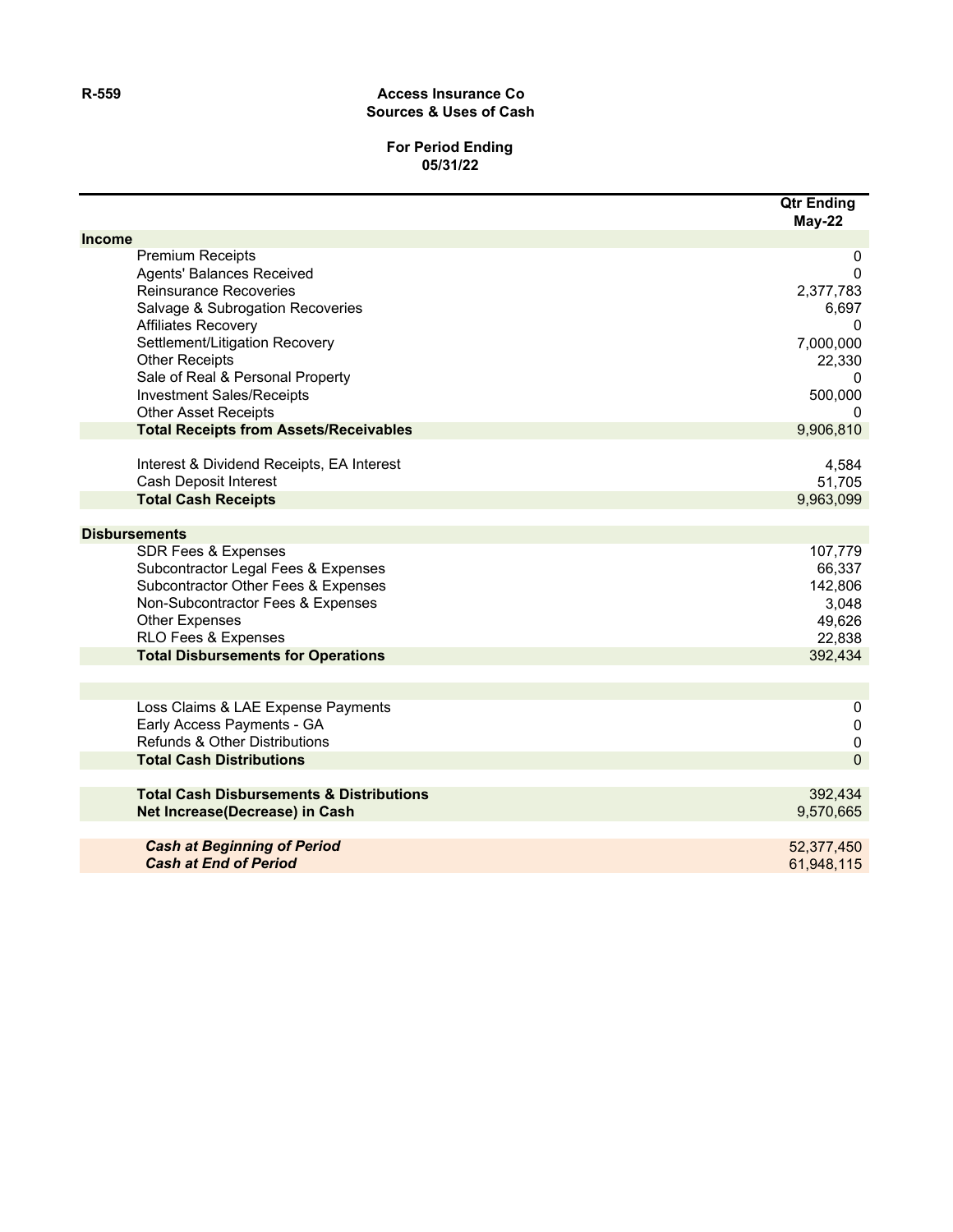R-559

# Access Insurance Co
## Sources & Uses of Cash

**For Period Ending**
**05/31/22**

| | Qtr Ending May-22 |
|---|---|
| **Income** | |
| Premium Receipts | 0 |
| Agents' Balances Received | 0 |
| Reinsurance Recoveries | 2,377,783 |
| Salvage & Subrogation Recoveries | 6,697 |
| Affiliates Recovery | 0 |
| Settlement/Litigation Recovery | 7,000,000 |
| Other Receipts | 22,330 |
| Sale of Real & Personal Property | 0 |
| Investment Sales/Receipts | 500,000 |
| Other Asset Receipts | 0 |
| **Total Receipts from Assets/Receivables** | 9,906,810 |
| | |
| Interest & Dividend Receipts, EA Interest | 4,584 |
| Cash Deposit Interest | 51,705 |
| **Total Cash Receipts** | 9,963,099 |
| | |
| **Disbursements** | |
| SDR Fees & Expenses | 107,779 |
| Subcontractor Legal Fees & Expenses | 66,337 |
| Subcontractor Other Fees & Expenses | 142,806 |
| Non-Subcontractor Fees & Expenses | 3,048 |
| Other Expenses | 49,626 |
| RLO Fees & Expenses | 22,838 |
| **Total Disbursements for Operations** | 392,434 |
| | |
| Loss Claims & LAE Expense Payments | 0 |
| Early Access Payments - GA | 0 |
| Refunds & Other Distributions | 0 |
| **Total Cash Distributions** | 0 |
| | |
| **Total Cash Disbursements & Distributions** | 392,434 |
| **Net Increase(Decrease) in Cash** | 9,570,665 |
| | |
| ***Cash at Beginning of Period*** | 52,377,450 |
| ***Cash at End of Period*** | 61,948,115 |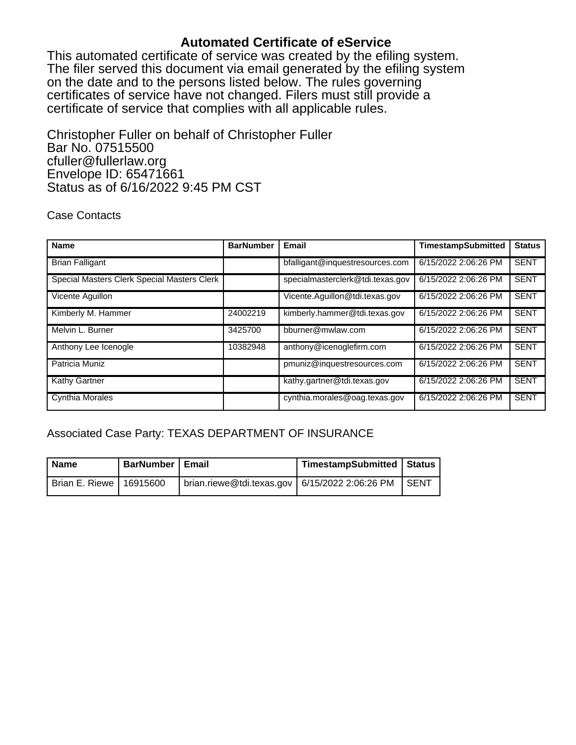# Automated Certificate of eService

This automated certificate of service was created by the efiling system. The filer served this document via email generated by the efiling system on the date and to the persons listed below. The rules governing certificates of service have not changed. Filers must still provide a certificate of service that complies with all applicable rules.

Christopher Fuller on behalf of Christopher Fuller
Bar No. 07515500
cfuller@fullerlaw.org
Envelope ID: 65471661
Status as of 6/16/2022 9:45 PM CST

Case Contacts

| Name | BarNumber | Email | TimestampSubmitted | Status |
|---|---|---|---|---|
| Brian Falligant | | bfalligant@inquestresources.com | 6/15/2022 2:06:26 PM | SENT |
| Special Masters Clerk Special Masters Clerk | | specialmasterclerk@tdi.texas.gov | 6/15/2022 2:06:26 PM | SENT |
| Vicente Aguillon | | Vicente.Aguillon@tdi.texas.gov | 6/15/2022 2:06:26 PM | SENT |
| Kimberly M. Hammer | 24002219 | kimberly.hammer@tdi.texas.gov | 6/15/2022 2:06:26 PM | SENT |
| Melvin L. Burner | 3425700 | bburner@mwlaw.com | 6/15/2022 2:06:26 PM | SENT |
| Anthony Lee Icenogle | 10382948 | anthony@icenoglefirm.com | 6/15/2022 2:06:26 PM | SENT |
| Patricia Muniz | | pmuniz@inquestresources.com | 6/15/2022 2:06:26 PM | SENT |
| Kathy Gartner | | kathy.gartner@tdi.texas.gov | 6/15/2022 2:06:26 PM | SENT |
| Cynthia Morales | | cynthia.morales@oag.texas.gov | 6/15/2022 2:06:26 PM | SENT |

Associated Case Party: TEXAS DEPARTMENT OF INSURANCE

| Name | BarNumber | Email | TimestampSubmitted | Status |
|---|---|---|---|---|
| Brian E. Riewe | 16915600 | brian.riewe@tdi.texas.gov | 6/15/2022 2:06:26 PM | SENT |